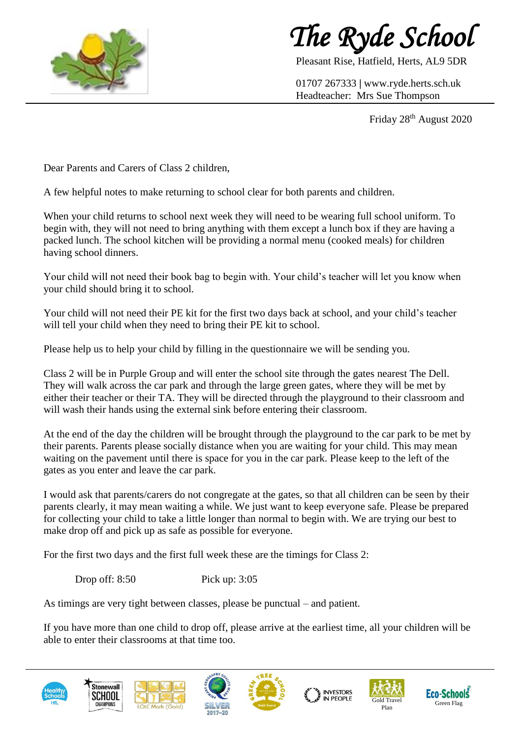# The Ryde School

Pleasant Rise, Hatfield, Herts, AL9 5DR

01707 267333 | www.ryde.herts.sch.uk
Headteacher: Mrs Sue Thompson

Friday 28th August 2020

Dear Parents and Carers of Class 2 children,

A few helpful notes to make returning to school clear for both parents and children.

When your child returns to school next week they will need to be wearing full school uniform. To begin with, they will not need to bring anything with them except a lunch box if they are having a packed lunch. The school kitchen will be providing a normal menu (cooked meals) for children having school dinners.

Your child will not need their book bag to begin with. Your child's teacher will let you know when your child should bring it to school.

Your child will not need their PE kit for the first two days back at school, and your child's teacher will tell your child when they need to bring their PE kit to school.

Please help us to help your child by filling in the questionnaire we will be sending you.

Class 2 will be in Purple Group and will enter the school site through the gates nearest The Dell. They will walk across the car park and through the large green gates, where they will be met by either their teacher or their TA. They will be directed through the playground to their classroom and will wash their hands using the external sink before entering their classroom.

At the end of the day the children will be brought through the playground to the car park to be met by their parents. Parents please socially distance when you are waiting for your child. This may mean waiting on the pavement until there is space for you in the car park. Please keep to the left of the gates as you enter and leave the car park.

I would ask that parents/carers do not congregate at the gates, so that all children can be seen by their parents clearly, it may mean waiting a while. We just want to keep everyone safe. Please be prepared for collecting your child to take a little longer than normal to begin with. We are trying our best to make drop off and pick up as safe as possible for everyone.

For the first two days and the first full week these are the timings for Class 2:

Drop off: 8:50 Pick up: 3:05

As timings are very tight between classes, please be punctual – and patient.

If you have more than one child to drop off, please arrive at the earliest time, all your children will be able to enter their classrooms at that time too.

Healthy Schools HfL | Stonewall School Champions | LOtC Mark (Gold) | Primary Geography Quality Mark Silver 2017-20 | Green Tree School Gold Award | Investors in People | Gold Travel Plan | Eco-Schools Green Flag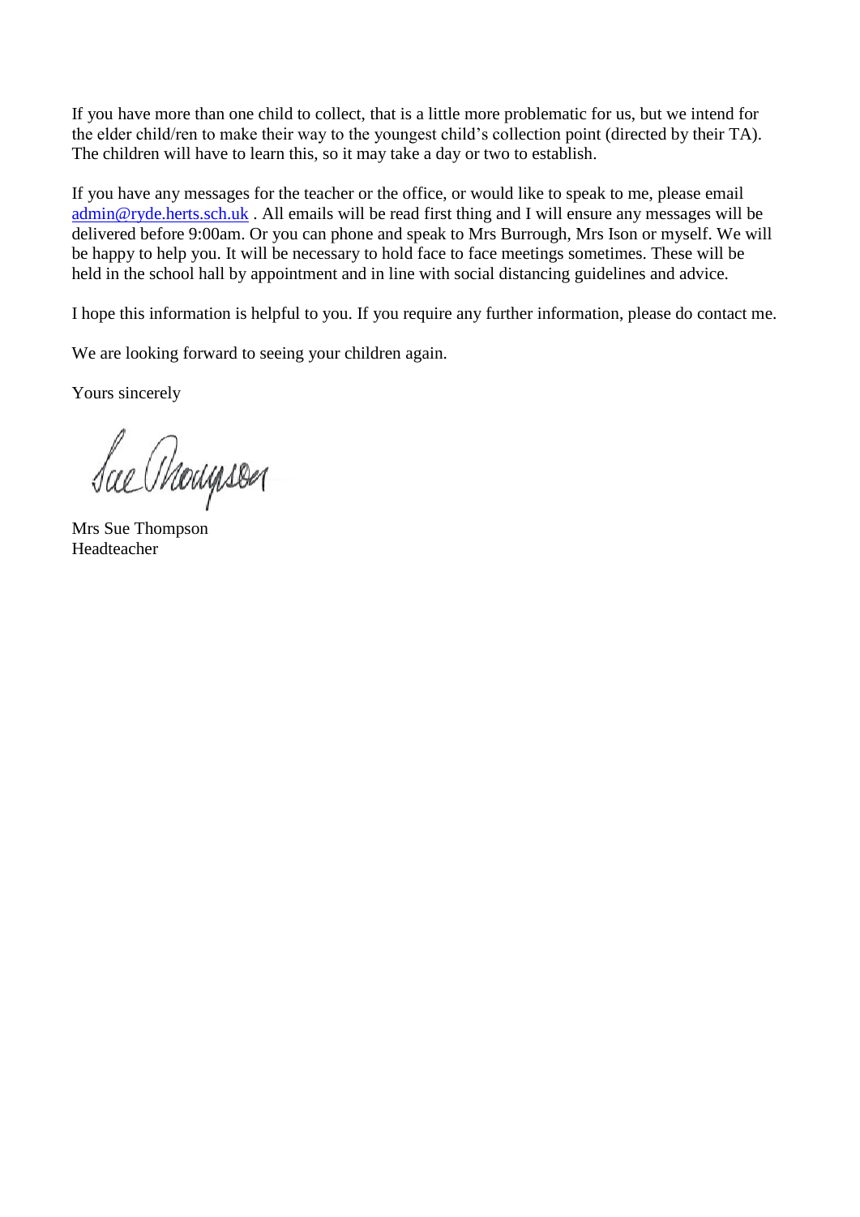If you have more than one child to collect, that is a little more problematic for us, but we intend for the elder child/ren to make their way to the youngest child's collection point (directed by their TA). The children will have to learn this, so it may take a day or two to establish.

If you have any messages for the teacher or the office, or would like to speak to me, please email admin@ryde.herts.sch.uk . All emails will be read first thing and I will ensure any messages will be delivered before 9:00am. Or you can phone and speak to Mrs Burrough, Mrs Ison or myself. We will be happy to help you. It will be necessary to hold face to face meetings sometimes. These will be held in the school hall by appointment and in line with social distancing guidelines and advice.

I hope this information is helpful to you. If you require any further information, please do contact me.

We are looking forward to seeing your children again.

Yours sincerely

Sue Thompson

Mrs Sue Thompson
Headteacher